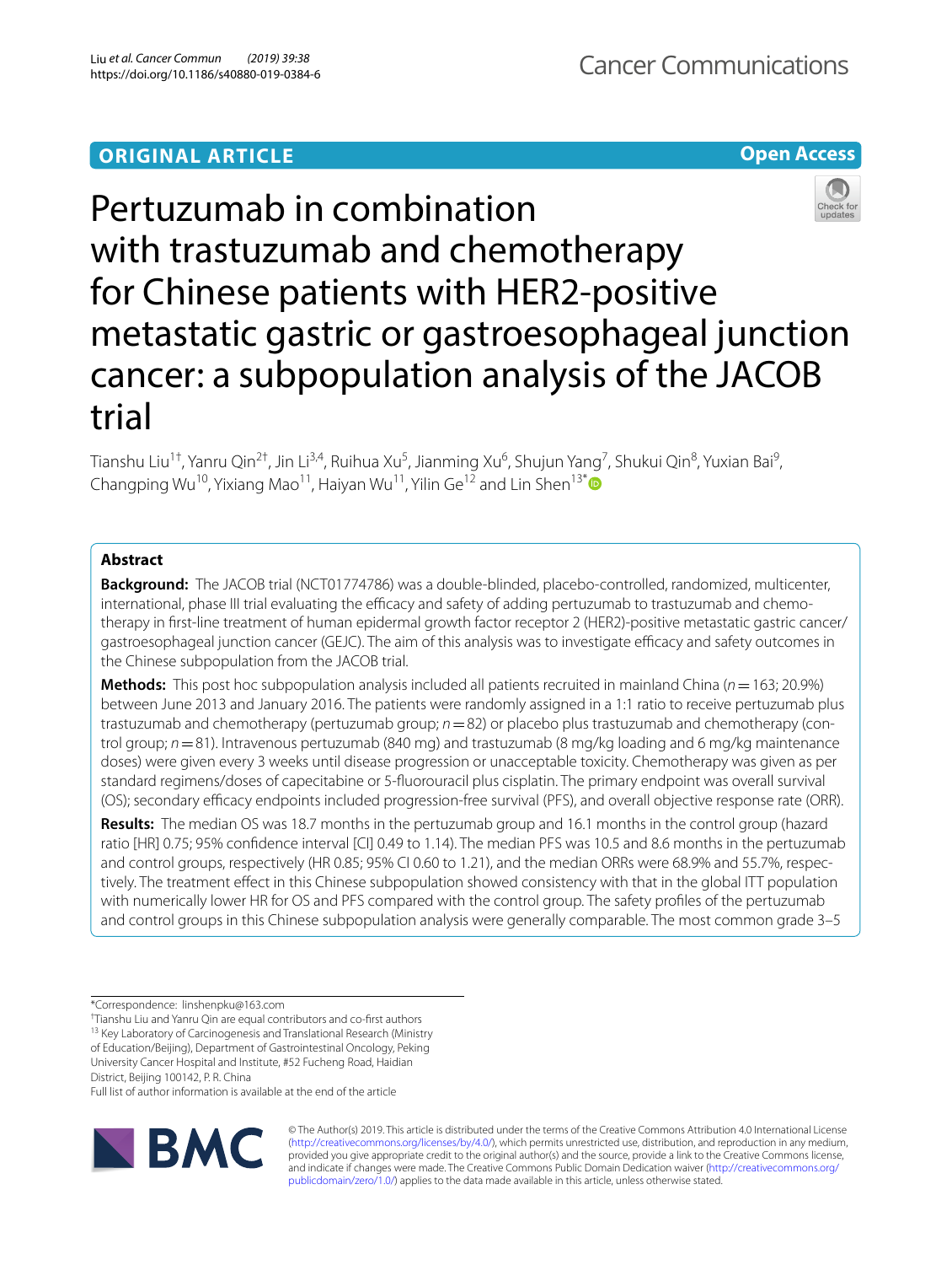ORIGINAL ARTICLE

Open Access

# Pertuzumab in combination with trastuzumab and chemotherapy for Chinese patients with HER2-positive metastatic gastric or gastroesophageal junction cancer: a subpopulation analysis of the JACOB trial

Tianshu Liu[1†], Yanru Qin[2†], Jin Li[3,4], Ruihua Xu[5], Jianming Xu[6], Shujun Yang[7], Shukui Qin[8], Yuxian Bai[9], Changping Wu[10], Yixiang Mao[11], Haiyan Wu[11], Yilin Ge[12] and Lin Shen[13*]

## Abstract

**Background:** The JACOB trial (NCT01774786) was a double-blinded, placebo-controlled, randomized, multicenter, international, phase III trial evaluating the efficacy and safety of adding pertuzumab to trastuzumab and chemotherapy in first-line treatment of human epidermal growth factor receptor 2 (HER2)-positive metastatic gastric cancer/gastroesophageal junction cancer (GEJC). The aim of this analysis was to investigate efficacy and safety outcomes in the Chinese subpopulation from the JACOB trial.

**Methods:** This post hoc subpopulation analysis included all patients recruited in mainland China ($n=163$; 20.9%) between June 2013 and January 2016. The patients were randomly assigned in a 1:1 ratio to receive pertuzumab plus trastuzumab and chemotherapy (pertuzumab group; $n=82$) or placebo plus trastuzumab and chemotherapy (control group; $n=81$). Intravenous pertuzumab (840 mg) and trastuzumab (8 mg/kg loading and 6 mg/kg maintenance doses) were given every 3 weeks until disease progression or unacceptable toxicity. Chemotherapy was given as per standard regimens/doses of capecitabine or 5-fluorouracil plus cisplatin. The primary endpoint was overall survival (OS); secondary efficacy endpoints included progression-free survival (PFS), and overall objective response rate (ORR).

**Results:** The median OS was 18.7 months in the pertuzumab group and 16.1 months in the control group (hazard ratio [HR] 0.75; 95% confidence interval [CI] 0.49 to 1.14). The median PFS was 10.5 and 8.6 months in the pertuzumab and control groups, respectively (HR 0.85; 95% CI 0.60 to 1.21), and the median ORRs were 68.9% and 55.7%, respectively. The treatment effect in this Chinese subpopulation showed consistency with that in the global ITT population with numerically lower HR for OS and PFS compared with the control group. The safety profiles of the pertuzumab and control groups in this Chinese subpopulation analysis were generally comparable. The most common grade 3–5

*Correspondence: linshenpku@163.com

†Tianshu Liu and Yanru Qin are equal contributors and co-first authors

[13] Key Laboratory of Carcinogenesis and Translational Research (Ministry of Education/Beijing), Department of Gastrointestinal Oncology, Peking University Cancer Hospital and Institute, #52 Fucheng Road, Haidian District, Beijing 100142, P. R. China

Full list of author information is available at the end of the article

© The Author(s) 2019. This article is distributed under the terms of the Creative Commons Attribution 4.0 International License (http://creativecommons.org/licenses/by/4.0/), which permits unrestricted use, distribution, and reproduction in any medium, provided you give appropriate credit to the original author(s) and the source, provide a link to the Creative Commons license, and indicate if changes were made. The Creative Commons Public Domain Dedication waiver (http://creativecommons.org/publicdomain/zero/1.0/) applies to the data made available in this article, unless otherwise stated.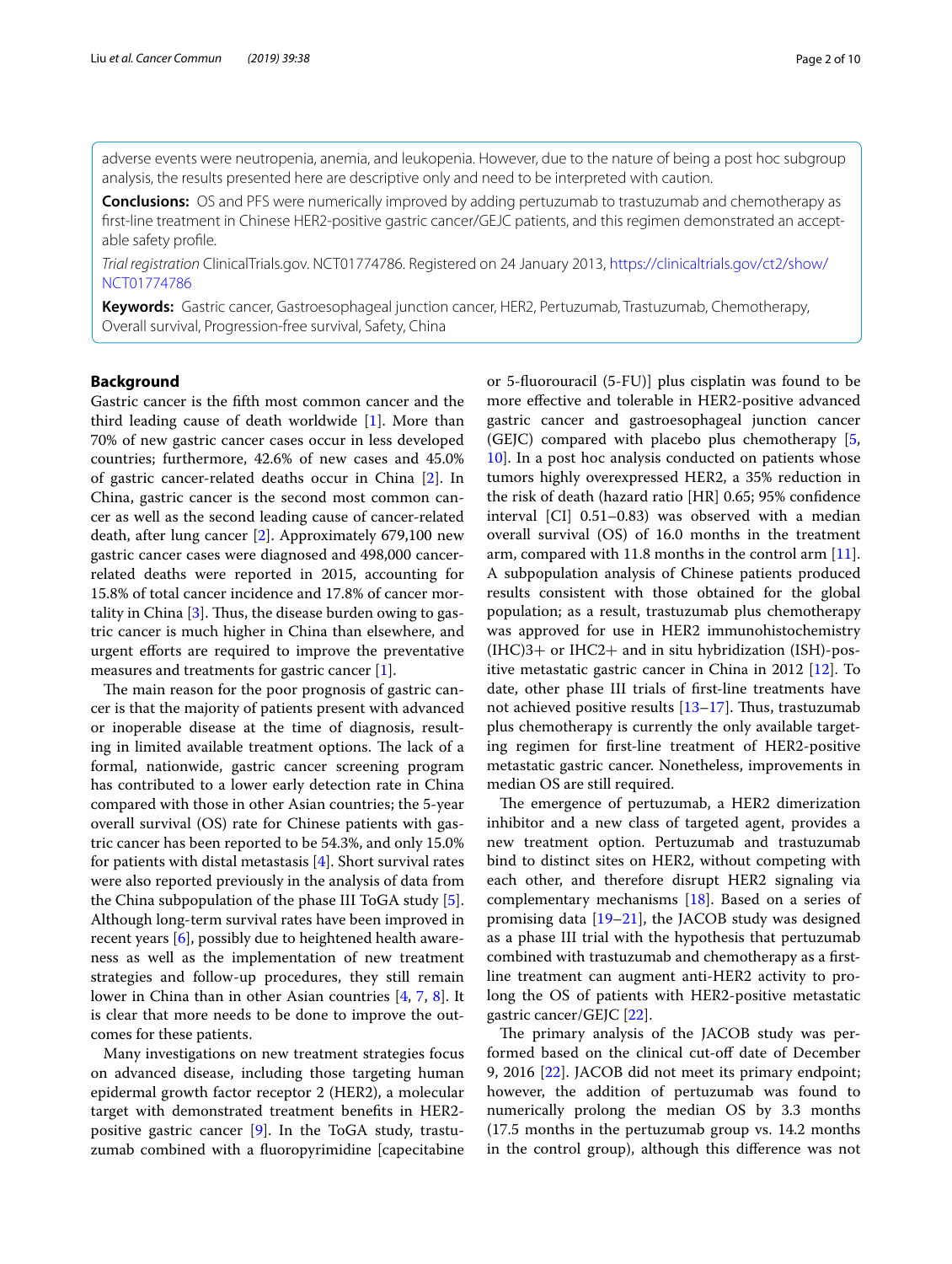adverse events were neutropenia, anemia, and leukopenia. However, due to the nature of being a post hoc subgroup analysis, the results presented here are descriptive only and need to be interpreted with caution.

**Conclusions:** OS and PFS were numerically improved by adding pertuzumab to trastuzumab and chemotherapy as first-line treatment in Chinese HER2-positive gastric cancer/GEJC patients, and this regimen demonstrated an acceptable safety profile.

*Trial registration* ClinicalTrials.gov. NCT01774786. Registered on 24 January 2013, https://clinicaltrials.gov/ct2/show/NCT01774786

**Keywords:** Gastric cancer, Gastroesophageal junction cancer, HER2, Pertuzumab, Trastuzumab, Chemotherapy, Overall survival, Progression-free survival, Safety, China

## Background

Gastric cancer is the fifth most common cancer and the third leading cause of death worldwide [1]. More than 70% of new gastric cancer cases occur in less developed countries; furthermore, 42.6% of new cases and 45.0% of gastric cancer-related deaths occur in China [2]. In China, gastric cancer is the second most common cancer as well as the second leading cause of cancer-related death, after lung cancer [2]. Approximately 679,100 new gastric cancer cases were diagnosed and 498,000 cancer-related deaths were reported in 2015, accounting for 15.8% of total cancer incidence and 17.8% of cancer mortality in China [3]. Thus, the disease burden owing to gastric cancer is much higher in China than elsewhere, and urgent efforts are required to improve the preventative measures and treatments for gastric cancer [1].

The main reason for the poor prognosis of gastric cancer is that the majority of patients present with advanced or inoperable disease at the time of diagnosis, resulting in limited available treatment options. The lack of a formal, nationwide, gastric cancer screening program has contributed to a lower early detection rate in China compared with those in other Asian countries; the 5-year overall survival (OS) rate for Chinese patients with gastric cancer has been reported to be 54.3%, and only 15.0% for patients with distal metastasis [4]. Short survival rates were also reported previously in the analysis of data from the China subpopulation of the phase III ToGA study [5]. Although long-term survival rates have been improved in recent years [6], possibly due to heightened health awareness as well as the implementation of new treatment strategies and follow-up procedures, they still remain lower in China than in other Asian countries [4, 7, 8]. It is clear that more needs to be done to improve the outcomes for these patients.

Many investigations on new treatment strategies focus on advanced disease, including those targeting human epidermal growth factor receptor 2 (HER2), a molecular target with demonstrated treatment benefits in HER2-positive gastric cancer [9]. In the ToGA study, trastuzumab combined with a fluoropyrimidine [capecitabine or 5-fluorouracil (5-FU)] plus cisplatin was found to be more effective and tolerable in HER2-positive advanced gastric cancer and gastroesophageal junction cancer (GEJC) compared with placebo plus chemotherapy [5, 10]. In a post hoc analysis conducted on patients whose tumors highly overexpressed HER2, a 35% reduction in the risk of death (hazard ratio [HR] 0.65; 95% confidence interval [CI] 0.51–0.83) was observed with a median overall survival (OS) of 16.0 months in the treatment arm, compared with 11.8 months in the control arm [11]. A subpopulation analysis of Chinese patients produced results consistent with those obtained for the global population; as a result, trastuzumab plus chemotherapy was approved for use in HER2 immunohistochemistry (IHC)3+ or IHC2+ and in situ hybridization (ISH)-positive metastatic gastric cancer in China in 2012 [12]. To date, other phase III trials of first-line treatments have not achieved positive results [13–17]. Thus, trastuzumab plus chemotherapy is currently the only available targeting regimen for first-line treatment of HER2-positive metastatic gastric cancer. Nonetheless, improvements in median OS are still required.

The emergence of pertuzumab, a HER2 dimerization inhibitor and a new class of targeted agent, provides a new treatment option. Pertuzumab and trastuzumab bind to distinct sites on HER2, without competing with each other, and therefore disrupt HER2 signaling via complementary mechanisms [18]. Based on a series of promising data [19–21], the JACOB study was designed as a phase III trial with the hypothesis that pertuzumab combined with trastuzumab and chemotherapy as a first-line treatment can augment anti-HER2 activity to prolong the OS of patients with HER2-positive metastatic gastric cancer/GEJC [22].

The primary analysis of the JACOB study was performed based on the clinical cut-off date of December 9, 2016 [22]. JACOB did not meet its primary endpoint; however, the addition of pertuzumab was found to numerically prolong the median OS by 3.3 months (17.5 months in the pertuzumab group vs. 14.2 months in the control group), although this difference was not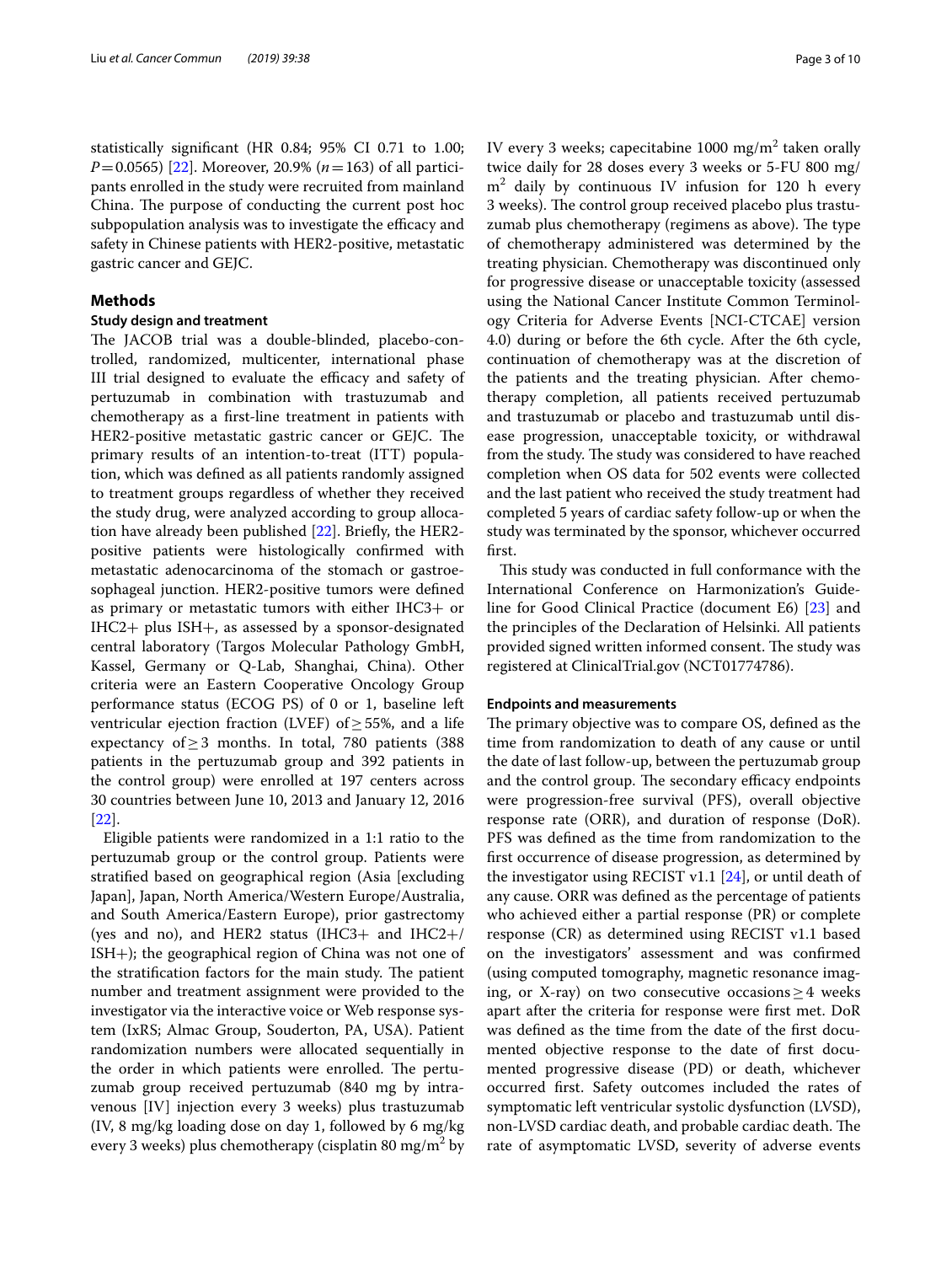statistically significant (HR 0.84; 95% CI 0.71 to 1.00; $P=0.0565$) [22]. Moreover, 20.9% ($n=163$) of all participants enrolled in the study were recruited from mainland China. The purpose of conducting the current post hoc subpopulation analysis was to investigate the efficacy and safety in Chinese patients with HER2-positive, metastatic gastric cancer and GEJC.

## Methods

### Study design and treatment

The JACOB trial was a double-blinded, placebo-controlled, randomized, multicenter, international phase III trial designed to evaluate the efficacy and safety of pertuzumab in combination with trastuzumab and chemotherapy as a first-line treatment in patients with HER2-positive metastatic gastric cancer or GEJC. The primary results of an intention-to-treat (ITT) population, which was defined as all patients randomly assigned to treatment groups regardless of whether they received the study drug, were analyzed according to group allocation have already been published [22]. Briefly, the HER2-positive patients were histologically confirmed with metastatic adenocarcinoma of the stomach or gastroesophageal junction. HER2-positive tumors were defined as primary or metastatic tumors with either IHC3+ or IHC2+ plus ISH+, as assessed by a sponsor-designated central laboratory (Targos Molecular Pathology GmbH, Kassel, Germany or Q-Lab, Shanghai, China). Other criteria were an Eastern Cooperative Oncology Group performance status (ECOG PS) of 0 or 1, baseline left ventricular ejection fraction (LVEF) of ≥ 55%, and a life expectancy of ≥ 3 months. In total, 780 patients (388 patients in the pertuzumab group and 392 patients in the control group) were enrolled at 197 centers across 30 countries between June 10, 2013 and January 12, 2016 [22].

Eligible patients were randomized in a 1:1 ratio to the pertuzumab group or the control group. Patients were stratified based on geographical region (Asia [excluding Japan], Japan, North America/Western Europe/Australia, and South America/Eastern Europe), prior gastrectomy (yes and no), and HER2 status (IHC3+ and IHC2+/ISH+); the geographical region of China was not one of the stratification factors for the main study. The patient number and treatment assignment were provided to the investigator via the interactive voice or Web response system (IxRS; Almac Group, Souderton, PA, USA). Patient randomization numbers were allocated sequentially in the order in which patients were enrolled. The pertuzumab group received pertuzumab (840 mg by intravenous [IV] injection every 3 weeks) plus trastuzumab (IV, 8 mg/kg loading dose on day 1, followed by 6 mg/kg every 3 weeks) plus chemotherapy (cisplatin 80 mg/$m^2$ by IV every 3 weeks; capecitabine 1000 mg/$m^2$ taken orally twice daily for 28 doses every 3 weeks or 5-FU 800 mg/$m^2$ daily by continuous IV infusion for 120 h every 3 weeks). The control group received placebo plus trastuzumab plus chemotherapy (regimens as above). The type of chemotherapy administered was determined by the treating physician. Chemotherapy was discontinued only for progressive disease or unacceptable toxicity (assessed using the National Cancer Institute Common Terminology Criteria for Adverse Events [NCI-CTCAE] version 4.0) during or before the 6th cycle. After the 6th cycle, continuation of chemotherapy was at the discretion of the patients and the treating physician. After chemotherapy completion, all patients received pertuzumab and trastuzumab or placebo and trastuzumab until disease progression, unacceptable toxicity, or withdrawal from the study. The study was considered to have reached completion when OS data for 502 events were collected and the last patient who received the study treatment had completed 5 years of cardiac safety follow-up or when the study was terminated by the sponsor, whichever occurred first.

This study was conducted in full conformance with the International Conference on Harmonization's Guideline for Good Clinical Practice (document E6) [23] and the principles of the Declaration of Helsinki. All patients provided signed written informed consent. The study was registered at ClinicalTrial.gov (NCT01774786).

### Endpoints and measurements

The primary objective was to compare OS, defined as the time from randomization to death of any cause or until the date of last follow-up, between the pertuzumab group and the control group. The secondary efficacy endpoints were progression-free survival (PFS), overall objective response rate (ORR), and duration of response (DoR). PFS was defined as the time from randomization to the first occurrence of disease progression, as determined by the investigator using RECIST v1.1 [24], or until death of any cause. ORR was defined as the percentage of patients who achieved either a partial response (PR) or complete response (CR) as determined using RECIST v1.1 based on the investigators' assessment and was confirmed (using computed tomography, magnetic resonance imaging, or X-ray) on two consecutive occasions ≥ 4 weeks apart after the criteria for response were first met. DoR was defined as the time from the date of the first documented objective response to the date of first documented progressive disease (PD) or death, whichever occurred first. Safety outcomes included the rates of symptomatic left ventricular systolic dysfunction (LVSD), non-LVSD cardiac death, and probable cardiac death. The rate of asymptomatic LVSD, severity of adverse events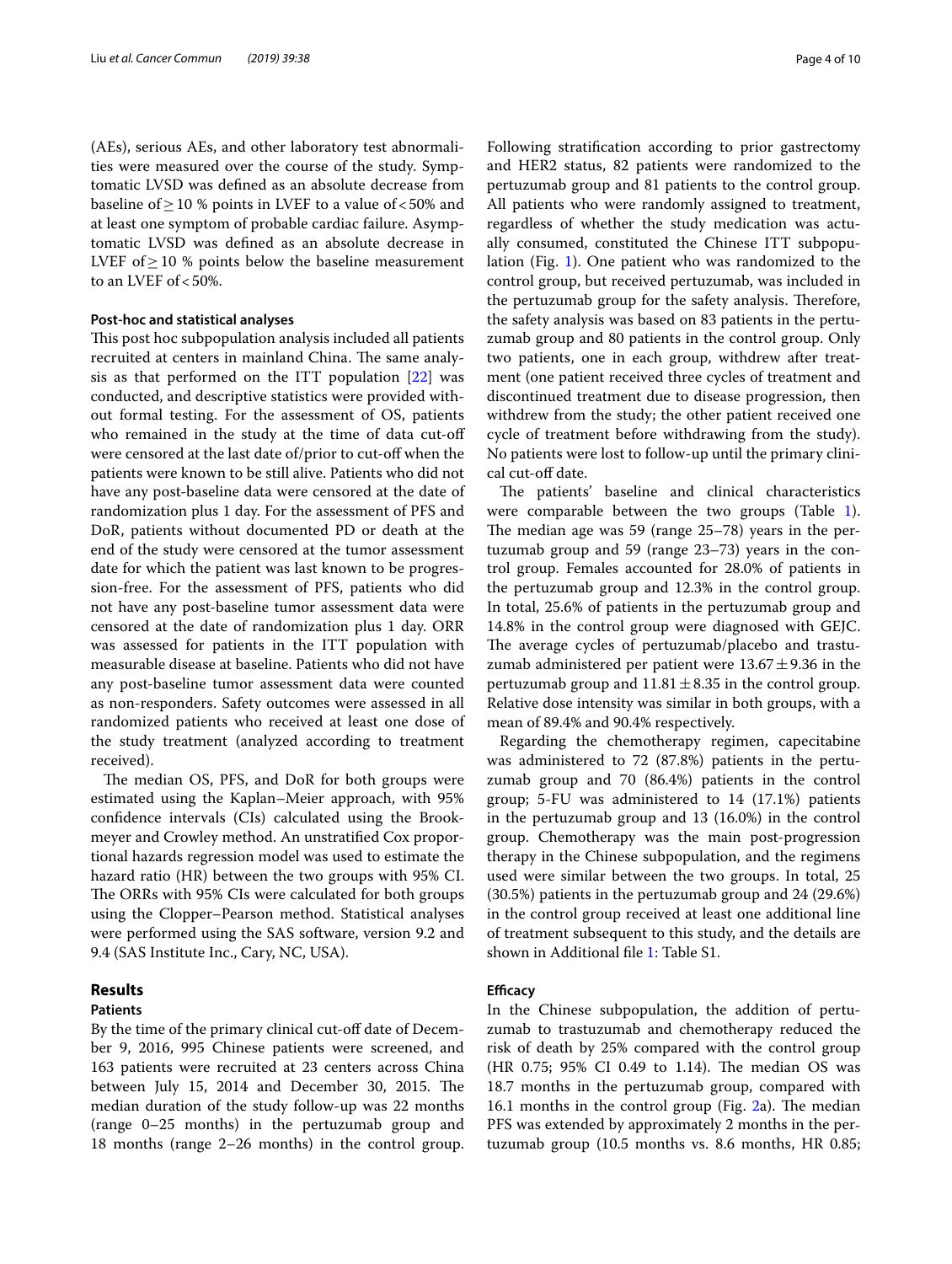(AEs), serious AEs, and other laboratory test abnormalities were measured over the course of the study. Symptomatic LVSD was defined as an absolute decrease from baseline of ≥ 10 % points in LVEF to a value of < 50% and at least one symptom of probable cardiac failure. Asymptomatic LVSD was defined as an absolute decrease in LVEF of ≥ 10 % points below the baseline measurement to an LVEF of < 50%.

### Post-hoc and statistical analyses

This post hoc subpopulation analysis included all patients recruited at centers in mainland China. The same analysis as that performed on the ITT population [22] was conducted, and descriptive statistics were provided without formal testing. For the assessment of OS, patients who remained in the study at the time of data cut-off were censored at the last date of/prior to cut-off when the patients were known to be still alive. Patients who did not have any post-baseline data were censored at the date of randomization plus 1 day. For the assessment of PFS and DoR, patients without documented PD or death at the end of the study were censored at the tumor assessment date for which the patient was last known to be progression-free. For the assessment of PFS, patients who did not have any post-baseline tumor assessment data were censored at the date of randomization plus 1 day. ORR was assessed for patients in the ITT population with measurable disease at baseline. Patients who did not have any post-baseline tumor assessment data were counted as non-responders. Safety outcomes were assessed in all randomized patients who received at least one dose of the study treatment (analyzed according to treatment received).

The median OS, PFS, and DoR for both groups were estimated using the Kaplan–Meier approach, with 95% confidence intervals (CIs) calculated using the Brookmeyer and Crowley method. An unstratified Cox proportional hazards regression model was used to estimate the hazard ratio (HR) between the two groups with 95% CI. The ORRs with 95% CIs were calculated for both groups using the Clopper–Pearson method. Statistical analyses were performed using the SAS software, version 9.2 and 9.4 (SAS Institute Inc., Cary, NC, USA).

## Results

### Patients

By the time of the primary clinical cut-off date of December 9, 2016, 995 Chinese patients were screened, and 163 patients were recruited at 23 centers across China between July 15, 2014 and December 30, 2015. The median duration of the study follow-up was 22 months (range 0–25 months) in the pertuzumab group and 18 months (range 2–26 months) in the control group. Following stratification according to prior gastrectomy and HER2 status, 82 patients were randomized to the pertuzumab group and 81 patients to the control group. All patients who were randomly assigned to treatment, regardless of whether the study medication was actually consumed, constituted the Chinese ITT subpopulation (Fig. 1). One patient who was randomized to the control group, but received pertuzumab, was included in the pertuzumab group for the safety analysis. Therefore, the safety analysis was based on 83 patients in the pertuzumab group and 80 patients in the control group. Only two patients, one in each group, withdrew after treatment (one patient received three cycles of treatment and discontinued treatment due to disease progression, then withdrew from the study; the other patient received one cycle of treatment before withdrawing from the study). No patients were lost to follow-up until the primary clinical cut-off date.

The patients' baseline and clinical characteristics were comparable between the two groups (Table 1). The median age was 59 (range 25–78) years in the pertuzumab group and 59 (range 23–73) years in the control group. Females accounted for 28.0% of patients in the pertuzumab group and 12.3% in the control group. In total, 25.6% of patients in the pertuzumab group and 14.8% in the control group were diagnosed with GEJC. The average cycles of pertuzumab/placebo and trastuzumab administered per patient were $13.67 \pm 9.36$ in the pertuzumab group and $11.81 \pm 8.35$ in the control group. Relative dose intensity was similar in both groups, with a mean of 89.4% and 90.4% respectively.

Regarding the chemotherapy regimen, capecitabine was administered to 72 (87.8%) patients in the pertuzumab group and 70 (86.4%) patients in the control group; 5-FU was administered to 14 (17.1%) patients in the pertuzumab group and 13 (16.0%) in the control group. Chemotherapy was the main post-progression therapy in the Chinese subpopulation, and the regimens used were similar between the two groups. In total, 25 (30.5%) patients in the pertuzumab group and 24 (29.6%) in the control group received at least one additional line of treatment subsequent to this study, and the details are shown in Additional file 1: Table S1.

### Efficacy

In the Chinese subpopulation, the addition of pertuzumab to trastuzumab and chemotherapy reduced the risk of death by 25% compared with the control group (HR 0.75; 95% CI 0.49 to 1.14). The median OS was 18.7 months in the pertuzumab group, compared with 16.1 months in the control group (Fig. 2a). The median PFS was extended by approximately 2 months in the pertuzumab group (10.5 months vs. 8.6 months, HR 0.85;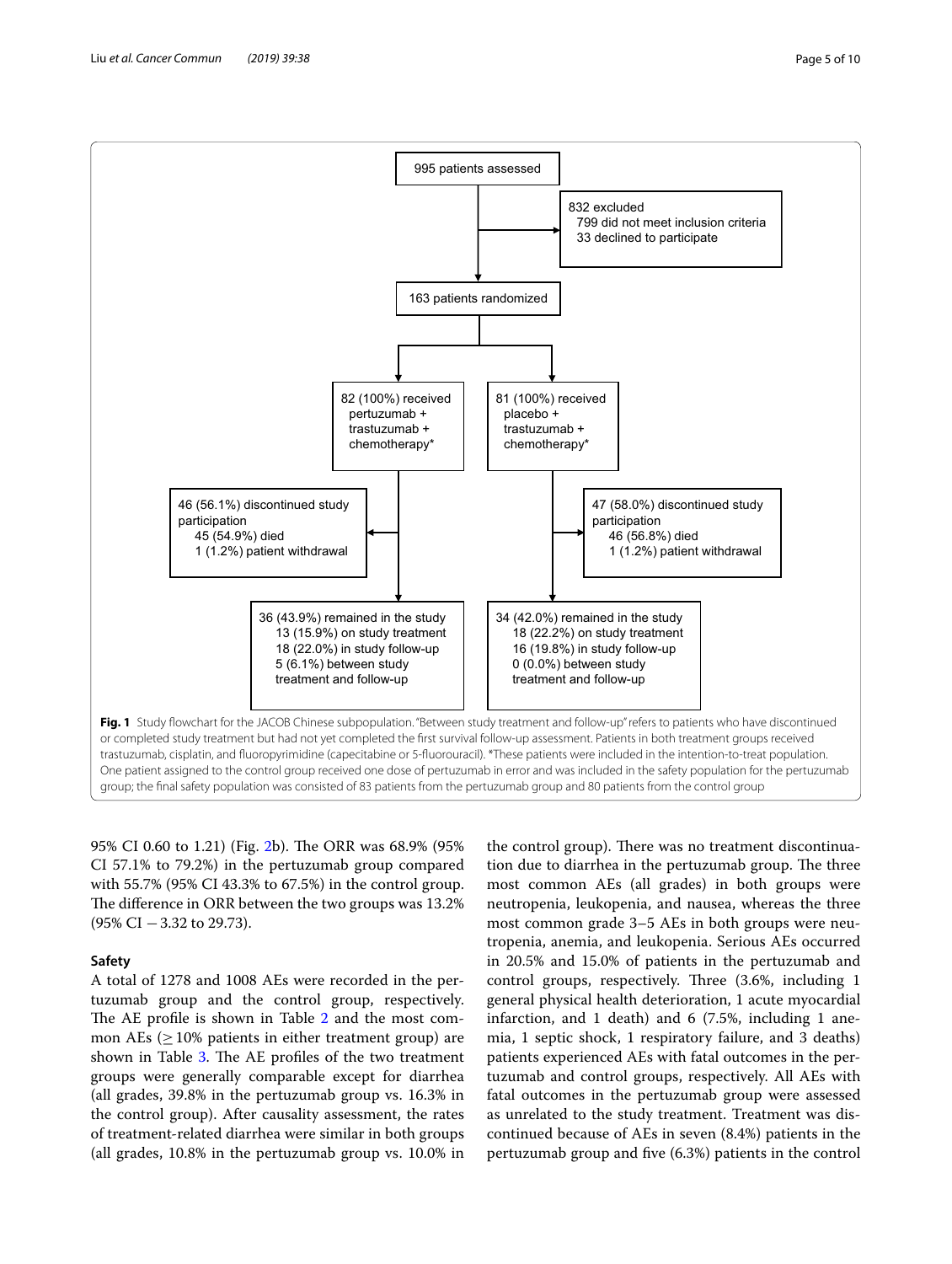995 patients assessed

832 excluded
799 did not meet inclusion criteria
33 declined to participate

163 patients randomized

82 (100%) received pertuzumab + trastuzumab + chemotherapy*

81 (100%) received placebo + trastuzumab + chemotherapy*

46 (56.1%) discontinued study participation
45 (54.9%) died
1 (1.2%) patient withdrawal

47 (58.0%) discontinued study participation
46 (56.8%) died
1 (1.2%) patient withdrawal

36 (43.9%) remained in the study
13 (15.9%) on study treatment
18 (22.0%) in study follow-up
5 (6.1%) between study treatment and follow-up

34 (42.0%) remained in the study
18 (22.2%) on study treatment
16 (19.8%) in study follow-up
0 (0.0%) between study treatment and follow-up

**Fig. 1** Study flowchart for the JACOB Chinese subpopulation. "Between study treatment and follow-up" refers to patients who have discontinued or completed study treatment but had not yet completed the first survival follow-up assessment. Patients in both treatment groups received trastuzumab, cisplatin, and fluoropyrimidine (capecitabine or 5-fluorouracil). *These patients were included in the intention-to-treat population. One patient assigned to the control group received one dose of pertuzumab in error and was included in the safety population for the pertuzumab group; the final safety population was consisted of 83 patients from the pertuzumab group and 80 patients from the control group

95% CI 0.60 to 1.21) (Fig. 2b). The ORR was 68.9% (95% CI 57.1% to 79.2%) in the pertuzumab group compared with 55.7% (95% CI 43.3% to 67.5%) in the control group. The difference in ORR between the two groups was 13.2% (95% CI −3.32 to 29.73).

### Safety

A total of 1278 and 1008 AEs were recorded in the pertuzumab group and the control group, respectively. The AE profile is shown in Table 2 and the most common AEs (≥ 10% patients in either treatment group) are shown in Table 3. The AE profiles of the two treatment groups were generally comparable except for diarrhea (all grades, 39.8% in the pertuzumab group vs. 16.3% in the control group). After causality assessment, the rates of treatment-related diarrhea were similar in both groups (all grades, 10.8% in the pertuzumab group vs. 10.0% in the control group). There was no treatment discontinuation due to diarrhea in the pertuzumab group. The three most common AEs (all grades) in both groups were neutropenia, leukopenia, and nausea, whereas the three most common grade 3–5 AEs in both groups were neutropenia, anemia, and leukopenia. Serious AEs occurred in 20.5% and 15.0% of patients in the pertuzumab and control groups, respectively. Three (3.6%, including 1 general physical health deterioration, 1 acute myocardial infarction, and 1 death) and 6 (7.5%, including 1 anemia, 1 septic shock, 1 respiratory failure, and 3 deaths) patients experienced AEs with fatal outcomes in the pertuzumab and control groups, respectively. All AEs with fatal outcomes in the pertuzumab group were assessed as unrelated to the study treatment. Treatment was discontinued because of AEs in seven (8.4%) patients in the pertuzumab group and five (6.3%) patients in the control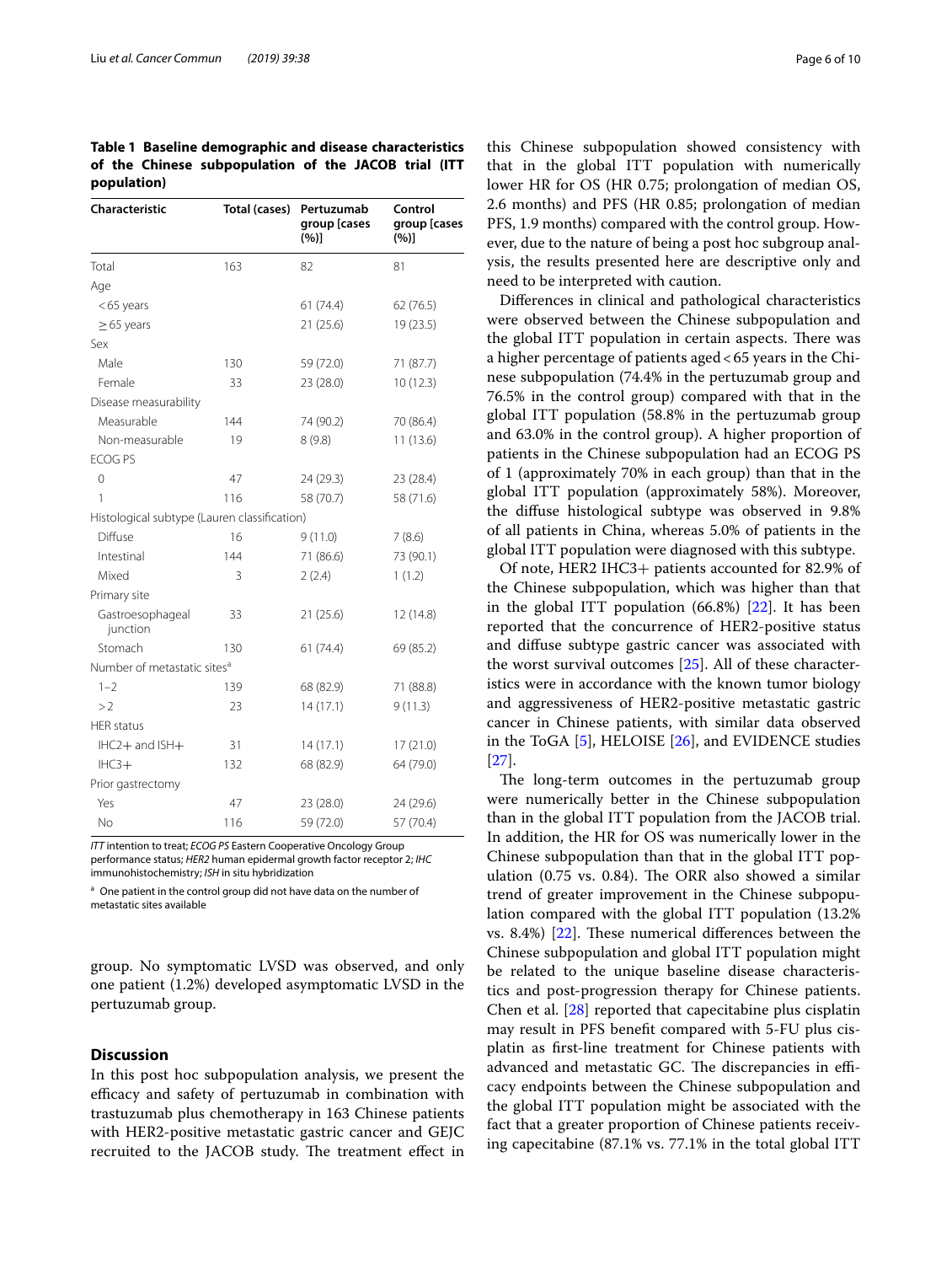**Table 1 Baseline demographic and disease characteristics of the Chinese subpopulation of the JACOB trial (ITT population)**

| Characteristic | Total (cases) | Pertuzumab group [cases (%)] | Control group [cases (%)] |
|---|---|---|---|
| Total | 163 | 82 | 81 |
| Age | | | |
| <65 years | | 61 (74.4) | 62 (76.5) |
| ≥65 years | | 21 (25.6) | 19 (23.5) |
| Sex | | | |
| Male | 130 | 59 (72.0) | 71 (87.7) |
| Female | 33 | 23 (28.0) | 10 (12.3) |
| Disease measurability | | | |
| Measurable | 144 | 74 (90.2) | 70 (86.4) |
| Non-measurable | 19 | 8 (9.8) | 11 (13.6) |
| ECOG PS | | | |
| 0 | 47 | 24 (29.3) | 23 (28.4) |
| 1 | 116 | 58 (70.7) | 58 (71.6) |
| Histological subtype (Lauren classification) | | | |
| Diffuse | 16 | 9 (11.0) | 7 (8.6) |
| Intestinal | 144 | 71 (86.6) | 73 (90.1) |
| Mixed | 3 | 2 (2.4) | 1 (1.2) |
| Primary site | | | |
| Gastroesophageal junction | 33 | 21 (25.6) | 12 (14.8) |
| Stomach | 130 | 61 (74.4) | 69 (85.2) |
| Number of metastatic sites[a] | | | |
| 1–2 | 139 | 68 (82.9) | 71 (88.8) |
| >2 | 23 | 14 (17.1) | 9 (11.3) |
| HER status | | | |
| IHC2+ and ISH+ | 31 | 14 (17.1) | 17 (21.0) |
| IHC3+ | 132 | 68 (82.9) | 64 (79.0) |
| Prior gastrectomy | | | |
| Yes | 47 | 23 (28.0) | 24 (29.6) |
| No | 116 | 59 (72.0) | 57 (70.4) |

*ITT* intention to treat; *ECOG PS* Eastern Cooperative Oncology Group performance status; *HER2* human epidermal growth factor receptor 2; *IHC* immunohistochemistry; *ISH* in situ hybridization

[a] One patient in the control group did not have data on the number of metastatic sites available

group. No symptomatic LVSD was observed, and only one patient (1.2%) developed asymptomatic LVSD in the pertuzumab group.

## Discussion

In this post hoc subpopulation analysis, we present the efficacy and safety of pertuzumab in combination with trastuzumab plus chemotherapy in 163 Chinese patients with HER2-positive metastatic gastric cancer and GEJC recruited to the JACOB study. The treatment effect in this Chinese subpopulation showed consistency with that in the global ITT population with numerically lower HR for OS (HR 0.75; prolongation of median OS, 2.6 months) and PFS (HR 0.85; prolongation of median PFS, 1.9 months) compared with the control group. However, due to the nature of being a post hoc subgroup analysis, the results presented here are descriptive only and need to be interpreted with caution.

Differences in clinical and pathological characteristics were observed between the Chinese subpopulation and the global ITT population in certain aspects. There was a higher percentage of patients aged < 65 years in the Chinese subpopulation (74.4% in the pertuzumab group and 76.5% in the control group) compared with that in the global ITT population (58.8% in the pertuzumab group and 63.0% in the control group). A higher proportion of patients in the Chinese subpopulation had an ECOG PS of 1 (approximately 70% in each group) than that in the global ITT population (approximately 58%). Moreover, the diffuse histological subtype was observed in 9.8% of all patients in China, whereas 5.0% of patients in the global ITT population were diagnosed with this subtype.

Of note, HER2 IHC3+ patients accounted for 82.9% of the Chinese subpopulation, which was higher than that in the global ITT population (66.8%) [22]. It has been reported that the concurrence of HER2-positive status and diffuse subtype gastric cancer was associated with the worst survival outcomes [25]. All of these characteristics were in accordance with the known tumor biology and aggressiveness of HER2-positive metastatic gastric cancer in Chinese patients, with similar data observed in the ToGA [5], HELOISE [26], and EVIDENCE studies [27].

The long-term outcomes in the pertuzumab group were numerically better in the Chinese subpopulation than in the global ITT population from the JACOB trial. In addition, the HR for OS was numerically lower in the Chinese subpopulation than that in the global ITT population (0.75 vs. 0.84). The ORR also showed a similar trend of greater improvement in the Chinese subpopulation compared with the global ITT population (13.2% vs. 8.4%) [22]. These numerical differences between the Chinese subpopulation and global ITT population might be related to the unique baseline disease characteristics and post-progression therapy for Chinese patients. Chen et al. [28] reported that capecitabine plus cisplatin may result in PFS benefit compared with 5-FU plus cisplatin as first-line treatment for Chinese patients with advanced and metastatic GC. The discrepancies in efficacy endpoints between the Chinese subpopulation and the global ITT population might be associated with the fact that a greater proportion of Chinese patients receiving capecitabine (87.1% vs. 77.1% in the total global ITT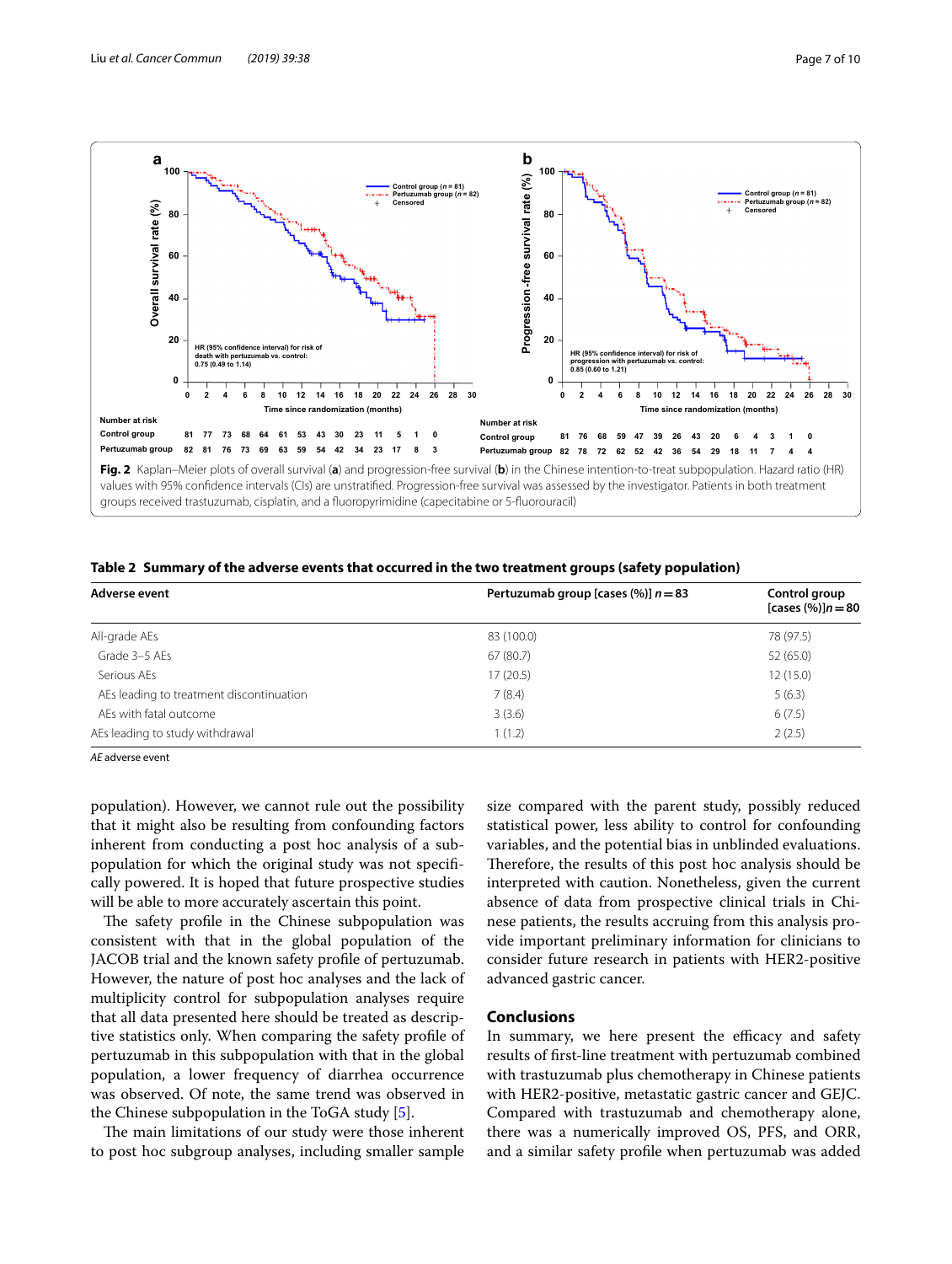**Fig. 2** Kaplan–Meier plots of overall survival (**a**) and progression-free survival (**b**) in the Chinese intention-to-treat subpopulation. Hazard ratio (HR) values with 95% confidence intervals (CIs) are unstratified. Progression-free survival was assessed by the investigator. Patients in both treatment groups received trastuzumab, cisplatin, and a fluoropyrimidine (capecitabine or 5-fluorouracil)

**Table 2 Summary of the adverse events that occurred in the two treatment groups (safety population)**

| Adverse event | Pertuzumab group [cases (%)] $n=83$ | Control group [cases (%)] $n=80$ |
|---|---|---|
| All-grade AEs | 83 (100.0) | 78 (97.5) |
| Grade 3–5 AEs | 67 (80.7) | 52 (65.0) |
| Serious AEs | 17 (20.5) | 12 (15.0) |
| AEs leading to treatment discontinuation | 7 (8.4) | 5 (6.3) |
| AEs with fatal outcome | 3 (3.6) | 6 (7.5) |
| AEs leading to study withdrawal | 1 (1.2) | 2 (2.5) |

*AE* adverse event

population). However, we cannot rule out the possibility that it might also be resulting from confounding factors inherent from conducting a post hoc analysis of a subpopulation for which the original study was not specifically powered. It is hoped that future prospective studies will be able to more accurately ascertain this point.

The safety profile in the Chinese subpopulation was consistent with that in the global population of the JACOB trial and the known safety profile of pertuzumab. However, the nature of post hoc analyses and the lack of multiplicity control for subpopulation analyses require that all data presented here should be treated as descriptive statistics only. When comparing the safety profile of pertuzumab in this subpopulation with that in the global population, a lower frequency of diarrhea occurrence was observed. Of note, the same trend was observed in the Chinese subpopulation in the ToGA study [5].

The main limitations of our study were those inherent to post hoc subgroup analyses, including smaller sample size compared with the parent study, possibly reduced statistical power, less ability to control for confounding variables, and the potential bias in unblinded evaluations. Therefore, the results of this post hoc analysis should be interpreted with caution. Nonetheless, given the current absence of data from prospective clinical trials in Chinese patients, the results accruing from this analysis provide important preliminary information for clinicians to consider future research in patients with HER2-positive advanced gastric cancer.

## Conclusions

In summary, we here present the efficacy and safety results of first-line treatment with pertuzumab combined with trastuzumab plus chemotherapy in Chinese patients with HER2-positive, metastatic gastric cancer and GEJC. Compared with trastuzumab and chemotherapy alone, there was a numerically improved OS, PFS, and ORR, and a similar safety profile when pertuzumab was added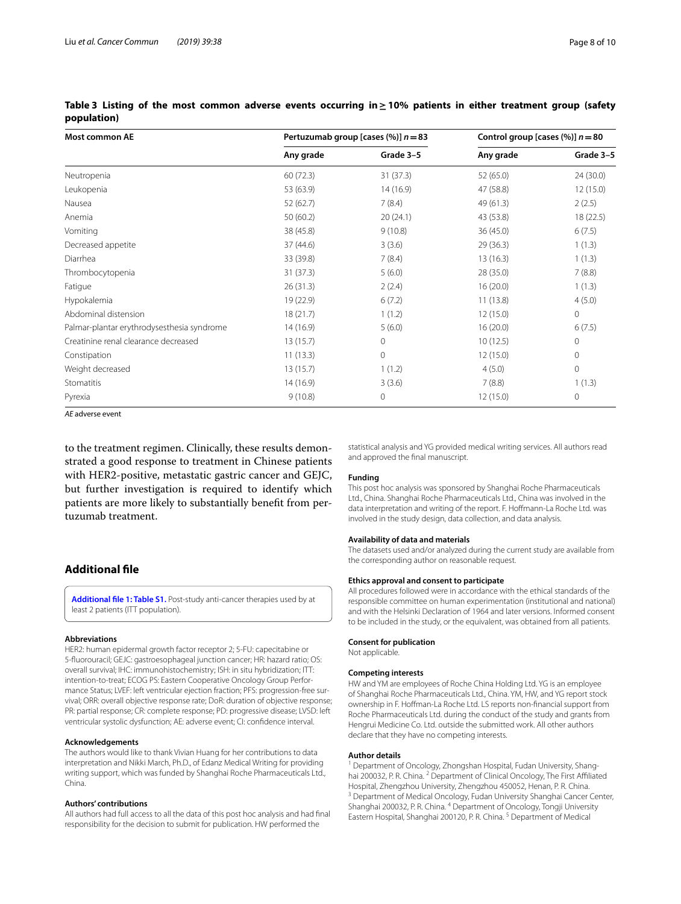**Table 3 Listing of the most common adverse events occurring in ≥ 10% patients in either treatment group (safety population)**

| Most common AE | Pertuzumab group [cases (%)] $n = 83$ | | Control group [cases (%)] $n = 80$ | |
|---|---|---|---|---|
| | Any grade | Grade 3–5 | Any grade | Grade 3–5 |
| Neutropenia | 60 (72.3) | 31 (37.3) | 52 (65.0) | 24 (30.0) |
| Leukopenia | 53 (63.9) | 14 (16.9) | 47 (58.8) | 12 (15.0) |
| Nausea | 52 (62.7) | 7 (8.4) | 49 (61.3) | 2 (2.5) |
| Anemia | 50 (60.2) | 20 (24.1) | 43 (53.8) | 18 (22.5) |
| Vomiting | 38 (45.8) | 9 (10.8) | 36 (45.0) | 6 (7.5) |
| Decreased appetite | 37 (44.6) | 3 (3.6) | 29 (36.3) | 1 (1.3) |
| Diarrhea | 33 (39.8) | 7 (8.4) | 13 (16.3) | 1 (1.3) |
| Thrombocytopenia | 31 (37.3) | 5 (6.0) | 28 (35.0) | 7 (8.8) |
| Fatigue | 26 (31.3) | 2 (2.4) | 16 (20.0) | 1 (1.3) |
| Hypokalemia | 19 (22.9) | 6 (7.2) | 11 (13.8) | 4 (5.0) |
| Abdominal distension | 18 (21.7) | 1 (1.2) | 12 (15.0) | 0 |
| Palmar-plantar erythrodysesthesia syndrome | 14 (16.9) | 5 (6.0) | 16 (20.0) | 6 (7.5) |
| Creatinine renal clearance decreased | 13 (15.7) | 0 | 10 (12.5) | 0 |
| Constipation | 11 (13.3) | 0 | 12 (15.0) | 0 |
| Weight decreased | 13 (15.7) | 1 (1.2) | 4 (5.0) | 0 |
| Stomatitis | 14 (16.9) | 3 (3.6) | 7 (8.8) | 1 (1.3) |
| Pyrexia | 9 (10.8) | 0 | 12 (15.0) | 0 |

*AE* adverse event

to the treatment regimen. Clinically, these results demonstrated a good response to treatment in Chinese patients with HER2-positive, metastatic gastric cancer and GEJC, but further investigation is required to identify which patients are more likely to substantially benefit from pertuzumab treatment.

## Additional file

**Additional file 1: Table S1.** Post-study anti-cancer therapies used by at least 2 patients (ITT population).

#### Abbreviations

HER2: human epidermal growth factor receptor 2; 5-FU: capecitabine or 5-fluorouracil; GEJC: gastroesophageal junction cancer; HR: hazard ratio; OS: overall survival; IHC: immunohistochemistry; ISH: in situ hybridization; ITT: intention-to-treat; ECOG PS: Eastern Cooperative Oncology Group Performance Status; LVEF: left ventricular ejection fraction; PFS: progression-free survival; ORR: overall objective response rate; DoR: duration of objective response; PR: partial response; CR: complete response; PD: progressive disease; LVSD: left ventricular systolic dysfunction; AE: adverse event; CI: confidence interval.

#### Acknowledgements

The authors would like to thank Vivian Huang for her contributions to data interpretation and Nikki March, Ph.D., of Edanz Medical Writing for providing writing support, which was funded by Shanghai Roche Pharmaceuticals Ltd., China.

#### Authors' contributions

All authors had full access to all the data of this post hoc analysis and had final responsibility for the decision to submit for publication. HW performed the statistical analysis and YG provided medical writing services. All authors read and approved the final manuscript.

#### Funding

This post hoc analysis was sponsored by Shanghai Roche Pharmaceuticals Ltd., China. Shanghai Roche Pharmaceuticals Ltd., China was involved in the data interpretation and writing of the report. F. Hoffmann-La Roche Ltd. was involved in the study design, data collection, and data analysis.

#### Availability of data and materials

The datasets used and/or analyzed during the current study are available from the corresponding author on reasonable request.

#### Ethics approval and consent to participate

All procedures followed were in accordance with the ethical standards of the responsible committee on human experimentation (institutional and national) and with the Helsinki Declaration of 1964 and later versions. Informed consent to be included in the study, or the equivalent, was obtained from all patients.

#### Consent for publication

Not applicable.

#### Competing interests

HW and YM are employees of Roche China Holding Ltd. YG is an employee of Shanghai Roche Pharmaceuticals Ltd., China. YM, HW, and YG report stock ownership in F. Hoffman-La Roche Ltd. LS reports non-financial support from Roche Pharmaceuticals Ltd. during the conduct of the study and grants from Hengrui Medicine Co. Ltd. outside the submitted work. All other authors declare that they have no competing interests.

#### Author details

[1] Department of Oncology, Zhongshan Hospital, Fudan University, Shanghai 200032, P. R. China. [2] Department of Clinical Oncology, The First Affiliated Hospital, Zhengzhou University, Zhengzhou 450052, Henan, P. R. China. [3] Department of Medical Oncology, Fudan University Shanghai Cancer Center, Shanghai 200032, P. R. China. [4] Department of Oncology, Tongji University Eastern Hospital, Shanghai 200120, P. R. China. [5] Department of Medical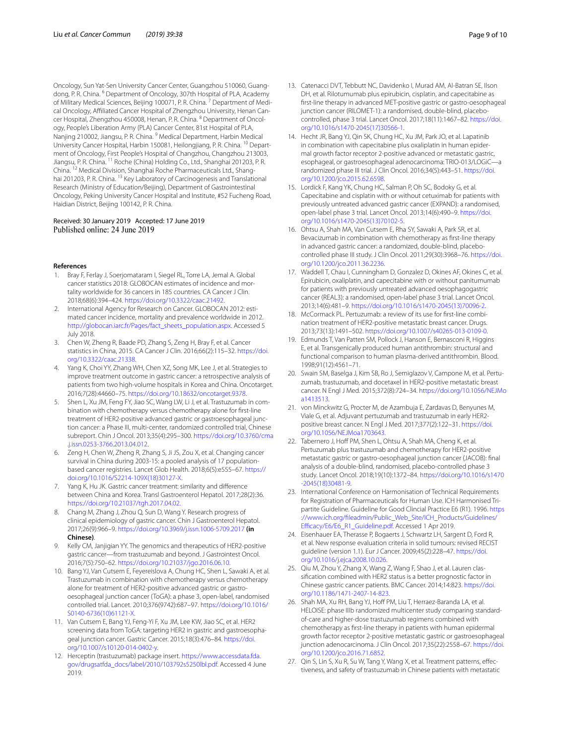Oncology, Sun Yat-Sen University Cancer Center, Guangzhou 510060, Guangdong, P. R. China. [6] Department of Oncology, 307th Hospital of PLA, Academy of Military Medical Sciences, Beijing 100071, P. R. China. [7] Department of Medical Oncology, Affiliated Cancer Hospital of Zhengzhou University, Henan Cancer Hospital, Zhengzhou 450008, Henan, P. R. China. [8] Department of Oncology, People's Liberation Army (PLA) Cancer Center, 81st Hospital of PLA, Nanjing 210002, Jiangsu, P. R. China. [9] Medical Department, Harbin Medical University Cancer Hospital, Harbin 150081, Heilongjiang, P. R. China. [10] Department of Oncology, First People's Hospital of Changzhou, Changzhou 213003, Jiangsu, P. R. China. [11] Roche (China) Holding Co., Ltd., Shanghai 201203, P. R. China. [12] Medical Division, Shanghai Roche Pharmaceuticals Ltd., Shanghai 201203, P. R. China. [13] Key Laboratory of Carcinogenesis and Translational Research (Ministry of Education/Beijing), Department of Gastrointestinal Oncology, Peking University Cancer Hospital and Institute, #52 Fucheng Road, Haidian District, Beijing 100142, P. R. China.

Received: 30 January 2019 Accepted: 17 June 2019
Published online: 24 June 2019

## References

1. Bray F, Ferlay J, Soerjomataram I, Siegel RL, Torre LA, Jemal A. Global cancer statistics 2018: GLOBOCAN estimates of incidence and mortality worldwide for 36 cancers in 185 countries. CA Cancer J Clin. 2018;68(6):394–424. https://doi.org/10.3322/caac.21492.
2. International Agency for Research on Cancer. GLOBOCAN 2012: estimated cancer incidence, mortality and prevalence worldwide in 2012. http://globocan.iarc.fr/Pages/fact_sheets_population.aspx. Accessed 5 July 2018.
3. Chen W, Zheng R, Baade PD, Zhang S, Zeng H, Bray F, et al. Cancer statistics in China, 2015. CA Cancer J Clin. 2016;66(2):115–32. https://doi.org/10.3322/caac.21338.
4. Yang K, Choi YY, Zhang WH, Chen XZ, Song MK, Lee J, et al. Strategies to improve treatment outcome in gastric cancer: a retrospective analysis of patients from two high-volume hospitals in Korea and China. Oncotarget. 2016;7(28):44660–75. https://doi.org/10.18632/oncotarget.9378.
5. Shen L, Xu JM, Feng FY, Jiao SC, Wang LW, Li J, et al. Trastuzumab in combination with chemotherapy versus chemotherapy alone for first-line treatment of HER2-positive advanced gastric or gastroesophageal junction cancer: a Phase III, multi-center, randomized controlled trial, Chinese subreport. Chin J Oncol. 2013;35(4):295–300. https://doi.org/10.3760/cma.j.issn.0253-3766.2013.04.012.
6. Zeng H, Chen W, Zheng R, Zhang S, Ji JS, Zou X, et al. Changing cancer survival in China during 2003-15: a pooled analysis of 17 population-based cancer registries. Lancet Glob Health. 2018;6(5):e555–67. https://doi.org/10.1016/S2214-109X(18)30127-X.
7. Yang K, Hu JK. Gastric cancer treatment: similarity and difference between China and Korea. Transl Gastroenterol Hepatol. 2017;28(2):36. https://doi.org/10.21037/tgh.2017.04.02.
8. Chang M, Zhang J, Zhou Q, Sun D, Wang Y. Research progress of clinical epidemiology of gastric cancer. Chin J Gastroenterol Hepatol. 2017;26(9):966–9. https://doi.org/10.3969/j.issn.1006-5709.2017 **(in Chinese)**.
9. Kelly CM, Janjigian YY. The genomics and therapeutics of HER2-positive gastric cancer—from trastuzumab and beyond. J Gastrointest Oncol. 2016;7(5):750–62. https://doi.org/10.21037/jgo.2016.06.10.
10. Bang YJ, Van Cutsem E, Feyereislova A, Chung HC, Shen L, Sawaki A, et al. Trastuzumab in combination with chemotherapy versus chemotherapy alone for treatment of HER2-positive advanced gastric or gastro-oesophageal junction cancer (ToGA): a phase 3, open-label, randomised controlled trial. Lancet. 2010;376(9742):687–97. https://doi.org/10.1016/S0140-6736(10)61121-X.
11. Van Cutsem E, Bang YJ, Feng-Yi F, Xu JM, Lee KW, Jiao SC, et al. HER2 screening data from ToGA: targeting HER2 in gastric and gastroesophageal junction cancer. Gastric Cancer. 2015;18(3):476–84. https://doi.org/10.1007/s10120-014-0402-y.
12. Herceptin (trastuzumab) package insert. https://www.accessdata.fda.gov/drugsatfda_docs/label/2010/103792s5250lbl.pdf. Accessed 4 June 2019.
13. Catenacci DVT, Tebbutt NC, Davidenko I, Murad AM, Al-Batran SE, Ilson DH, et al. Rilotumumab plus epirubicin, cisplatin, and capecitabine as first-line therapy in advanced MET-positive gastric or gastro-oesophageal junction cancer (RILOMET-1): a randomised, double-blind, placebo-controlled, phase 3 trial. Lancet Oncol. 2017;18(11):1467–82. https://doi.org/10.1016/s1470-2045(17)30566-1.
14. Hecht JR, Bang YJ, Qin SK, Chung HC, Xu JM, Park JO, et al. Lapatinib in combination with capecitabine plus oxaliplatin in human epidermal growth factor receptor 2-positive advanced or metastatic gastric, esophageal, or gastroesophageal adenocarcinoma: TRIO-013/LOGiC—a randomized phase III trial. J Clin Oncol. 2016;34(5):443–51. https://doi.org/10.1200/jco.2015.62.6598.
15. Lordick F, Kang YK, Chung HC, Salman P, Oh SC, Bodoky G, et al. Capecitabine and cisplatin with or without cetuximab for patients with previously untreated advanced gastric cancer (EXPAND): a randomised, open-label phase 3 trial. Lancet Oncol. 2013;14(6):490–9. https://doi.org/10.1016/s1470-2045(13)70102-5.
16. Ohtsu A, Shah MA, Van Cutsem E, Rha SY, Sawaki A, Park SR, et al. Bevacizumab in combination with chemotherapy as first-line therapy in advanced gastric cancer: a randomized, double-blind, placebo-controlled phase III study. J Clin Oncol. 2011;29(30):3968–76. https://doi.org/10.1200/jco.2011.36.2236.
17. Waddell T, Chau I, Cunningham D, Gonzalez D, Okines AF, Okines C, et al. Epirubicin, oxaliplatin, and capecitabine with or without panitumumab for patients with previously untreated advanced oesophagogastric cancer (REAL3): a randomised, open-label phase 3 trial. Lancet Oncol. 2013;14(6):481–9. https://doi.org/10.1016/s1470-2045(13)70096-2.
18. McCormack PL. Pertuzumab: a review of its use for first-line combination treatment of HER2-positive metastatic breast cancer. Drugs. 2013;73(13):1491–502. https://doi.org/10.1007/s40265-013-0109-0.
19. Edmunds T, Van Patten SM, Pollock J, Hanson E, Bernasconi R, Higgins E, et al. Transgenically produced human antithrombin: structural and functional comparison to human plasma-derived antithrombin. Blood. 1998;91(12):4561–71.
20. Swain SM, Baselga J, Kim SB, Ro J, Semiglazov V, Campone M, et al. Pertuzumab, trastuzumab, and docetaxel in HER2-positive metastatic breast cancer. N Engl J Med. 2015;372(8):724–34. https://doi.org/10.1056/NEJMoa1413513.
21. von Minckwitz G, Procter M, de Azambuja E, Zardavas D, Benyunes M, Viale G, et al. Adjuvant pertuzumab and trastuzumab in early HER2-positive breast cancer. N Engl J Med. 2017;377(2):122–31. https://doi.org/10.1056/NEJMoa1703643.
22. Tabernero J, Hoff PM, Shen L, Ohtsu A, Shah MA, Cheng K, et al. Pertuzumab plus trastuzumab and chemotherapy for HER2-positive metastatic gastric or gastro-oesophageal junction cancer (JACOB): final analysis of a double-blind, randomised, placebo-controlled phase 3 study. Lancet Oncol. 2018;19(10):1372–84. https://doi.org/10.1016/s1470-2045(18)30481-9.
23. International Conference on Harmonisation of Technical Requirements for Registration of Pharmaceuticals for Human Use. ICH Harmonised Tripartite Guideline. Guideline for Good Clincial Practice E6 (R1). 1996. https://www.ich.org/fileadmin/Public_Web_Site/ICH_Products/Guidelines/Efficacy/E6/E6_R1_Guideline.pdf. Accessed 1 Apr 2019.
24. Eisenhauer EA, Therasse P, Bogaerts J, Schwartz LH, Sargent D, Ford R, et al. New response evaluation criteria in solid tumours: revised RECIST guideline (version 1.1). Eur J Cancer. 2009;45(2):228–47. https://doi.org/10.1016/j.ejca.2008.10.026.
25. Qiu M, Zhou Y, Zhang X, Wang Z, Wang F, Shao J, et al. Lauren classification combined with HER2 status is a better prognostic factor in Chinese gastric cancer patients. BMC Cancer. 2014;14:823. https://doi.org/10.1186/1471-2407-14-823.
26. Shah MA, Xu RH, Bang YJ, Hoff PM, Liu T, Herraez-Baranda LA, et al. HELOISE: phase IIIb randomized multicenter study comparing standard-of-care and higher-dose trastuzumab regimens combined with chemotherapy as first-line therapy in patients with human epidermal growth factor receptor 2-positive metastatic gastric or gastroesophageal junction adenocarcinoma. J Clin Oncol. 2017;35(22):2558–67. https://doi.org/10.1200/jco.2016.71.6852.
27. Qin S, Lin S, Xu R, Su W, Tang Y, Wang X, et al. Treatment patterns, effectiveness, and safety of trastuzumab in Chinese patients with metastatic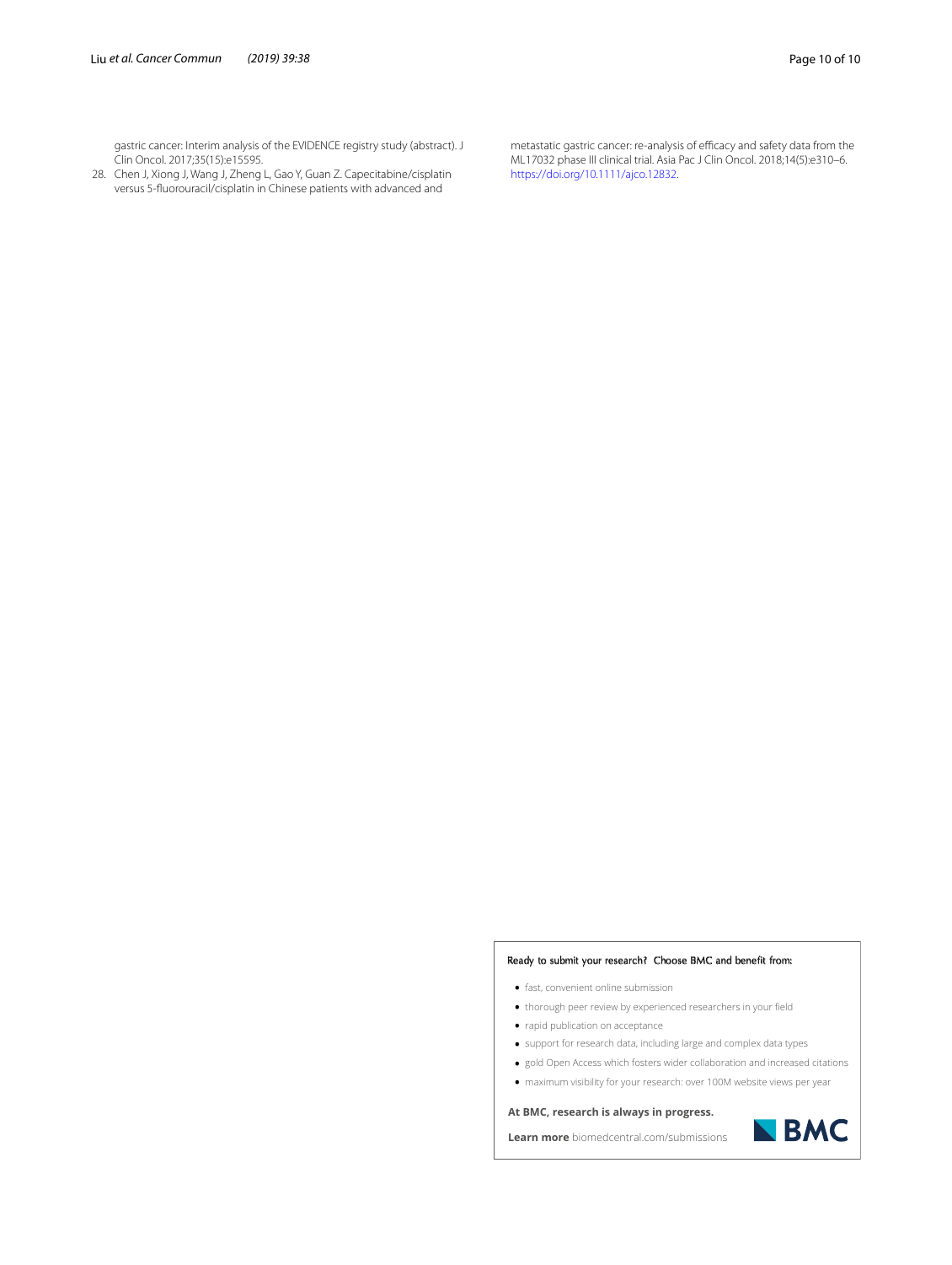gastric cancer: Interim analysis of the EVIDENCE registry study (abstract). J Clin Oncol. 2017;35(15):e15595.

28. Chen J, Xiong J, Wang J, Zheng L, Gao Y, Guan Z. Capecitabine/cisplatin versus 5-fluorouracil/cisplatin in Chinese patients with advanced and metastatic gastric cancer: re-analysis of efficacy and safety data from the ML17032 phase III clinical trial. Asia Pac J Clin Oncol. 2018;14(5):e310–6. https://doi.org/10.1111/ajco.12832.

Ready to submit your research? Choose BMC and benefit from:

- fast, convenient online submission
- thorough peer review by experienced researchers in your field
- rapid publication on acceptance
- support for research data, including large and complex data types
- gold Open Access which fosters wider collaboration and increased citations
- maximum visibility for your research: over 100M website views per year

**At BMC, research is always in progress.**

**Learn more** biomedcentral.com/submissions

BMC